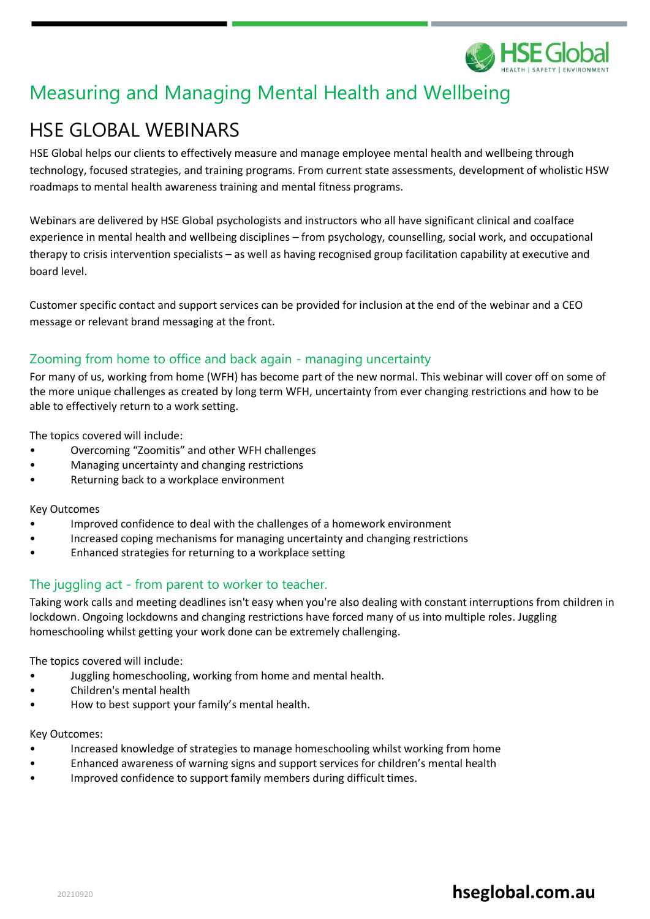# Measuring and Managing Mental Health and Wellbeing

## HSE GLOBAL WEBINARS

HSE Global helps our clients to effectively measure and manage employee mental health and wellbeing through technology, focused strategies, and training programs. From current state assessments, development of wholistic HSW roadmaps to mental health awareness training and mental fitness programs.

Webinars are delivered by HSE Global psychologists and instructors who all have significant clinical and coalface experience in mental health and wellbeing disciplines – from psychology, counselling, social work, and occupational therapy to crisis intervention specialists – as well as having recognised group facilitation capability at executive and board level.

Customer specific contact and support services can be provided for inclusion at the end of the webinar and a CEO message or relevant brand messaging at the front.

### Zooming from home to office and back again - managing uncertainty

For many of us, working from home (WFH) has become part of the new normal. This webinar will cover off on some of the more unique challenges as created by long term WFH, uncertainty from ever changing restrictions and how to be able to effectively return to a work setting.

The topics covered will include:

- Overcoming "Zoomitis" and other WFH challenges
- Managing uncertainty and changing restrictions
- Returning back to a workplace environment

Key Outcomes

- Improved confidence to deal with the challenges of a homework environment
- Increased coping mechanisms for managing uncertainty and changing restrictions
- Enhanced strategies for returning to a workplace setting

### The juggling act - from parent to worker to teacher.

Taking work calls and meeting deadlines isn't easy when you're also dealing with constant interruptions from children in lockdown. Ongoing lockdowns and changing restrictions have forced many of us into multiple roles. Juggling homeschooling whilst getting your work done can be extremely challenging.

The topics covered will include:

- Juggling homeschooling, working from home and mental health.
- Children's mental health
- How to best support your family's mental health.

Key Outcomes:

- Increased knowledge of strategies to manage homeschooling whilst working from home
- Enhanced awareness of warning signs and support services for children's mental health
- Improved confidence to support family members during difficult times.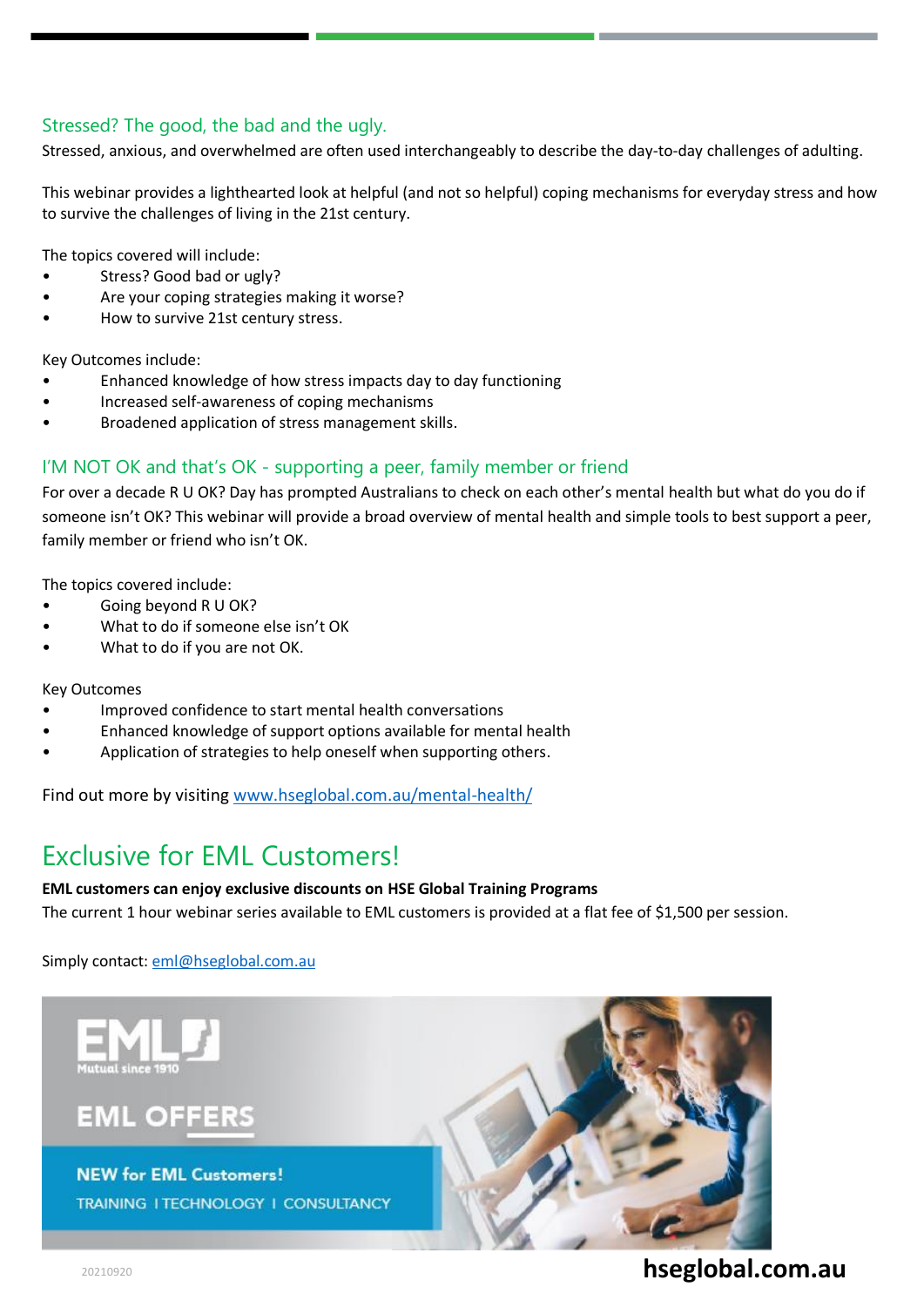## Stressed? The good, the bad and the ugly.

Stressed, anxious, and overwhelmed are often used interchangeably to describe the day-to-day challenges of adulting.

This webinar provides a lighthearted look at helpful (and not so helpful) coping mechanisms for everyday stress and how to survive the challenges of living in the 21st century.

The topics covered will include:

- Stress? Good bad or ugly?
- Are your coping strategies making it worse?
- How to survive 21st century stress.

Key Outcomes include:

- Enhanced knowledge of how stress impacts day to day functioning
- Increased self-awareness of coping mechanisms
- Broadened application of stress management skills.

## I'M NOT OK and that's OK - supporting a peer, family member or friend

For over a decade R U OK? Day has prompted Australians to check on each other's mental health but what do you do if someone isn't OK? This webinar will provide a broad overview of mental health and simple tools to best support a peer, family member or friend who isn't OK.

The topics covered include:

- Going beyond R U OK?
- What to do if someone else isn't OK
- What to do if you are not OK.

Key Outcomes

- Improved confidence to start mental health conversations
- Enhanced knowledge of support options available for mental health
- Application of strategies to help oneself when supporting others.

Find out more by visiting [www.hseglobal.com.au/mental-health/](www.hseglobal.com.au/mental-health/)

# Exclusive for EML Customers!

**EML customers can enjoy exclusive discounts on HSE Global Training Programs**

The current 1 hour webinar series available to EML customers is provided at a flat fee of $1,500 per session.

Simply contact: [eml@hseglobal.com.au](mailto:eml@hseglobal.com.au)

EML Mutual since 1910

EML OFFERS

NEW for EML Customers!

TRAINING | TECHNOLOGY | CONSULTANCY

20210920

**hseglobal.com.au**